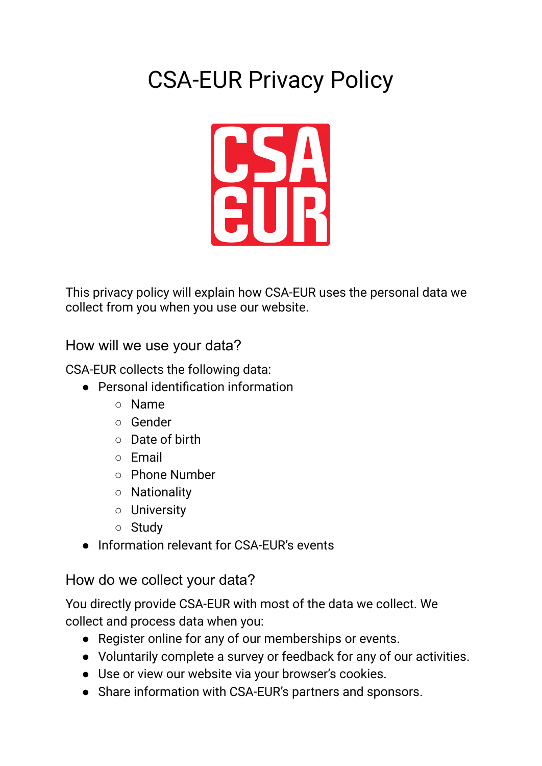# CSA-EUR Privacy Policy

This privacy policy will explain how CSA-EUR uses the personal data we collect from you when you use our website.

## How will we use your data?

CSA-EUR collects the following data:

- Personal identification information
  - Name
  - Gender
  - Date of birth
  - Email
  - Phone Number
  - Nationality
  - University
  - Study
- Information relevant for CSA-EUR's events

## How do we collect your data?

You directly provide CSA-EUR with most of the data we collect. We collect and process data when you:

- Register online for any of our memberships or events.
- Voluntarily complete a survey or feedback for any of our activities.
- Use or view our website via your browser's cookies.
- Share information with CSA-EUR's partners and sponsors.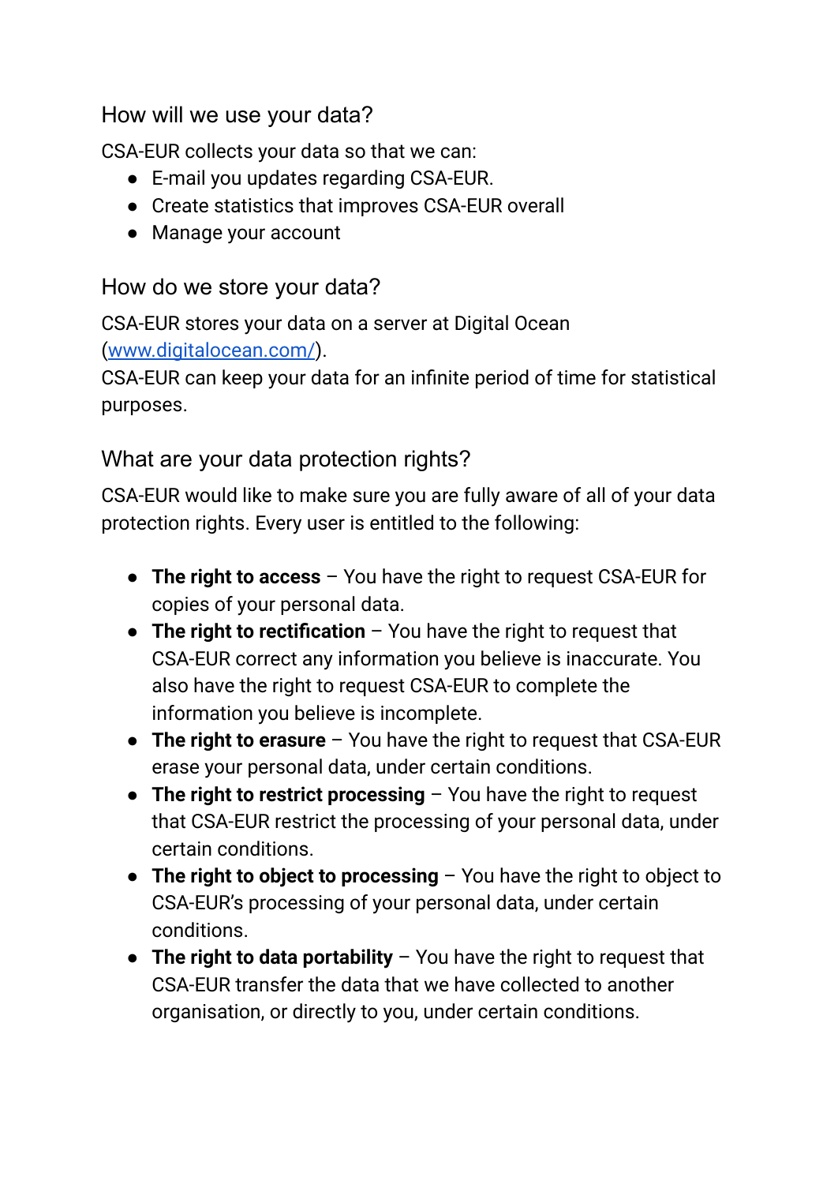## How will we use your data?

CSA-EUR collects your data so that we can:

- E-mail you updates regarding CSA-EUR.
- Create statistics that improves CSA-EUR overall
- Manage your account

## How do we store your data?

CSA-EUR stores your data on a server at Digital Ocean ([www.digitalocean.com/](www.digitalocean.com/)).
CSA-EUR can keep your data for an infinite period of time for statistical purposes.

## What are your data protection rights?

CSA-EUR would like to make sure you are fully aware of all of your data protection rights. Every user is entitled to the following:

- **The right to access** – You have the right to request CSA-EUR for copies of your personal data.
- **The right to rectification** – You have the right to request that CSA-EUR correct any information you believe is inaccurate. You also have the right to request CSA-EUR to complete the information you believe is incomplete.
- **The right to erasure** – You have the right to request that CSA-EUR erase your personal data, under certain conditions.
- **The right to restrict processing** – You have the right to request that CSA-EUR restrict the processing of your personal data, under certain conditions.
- **The right to object to processing** – You have the right to object to CSA-EUR's processing of your personal data, under certain conditions.
- **The right to data portability** – You have the right to request that CSA-EUR transfer the data that we have collected to another organisation, or directly to you, under certain conditions.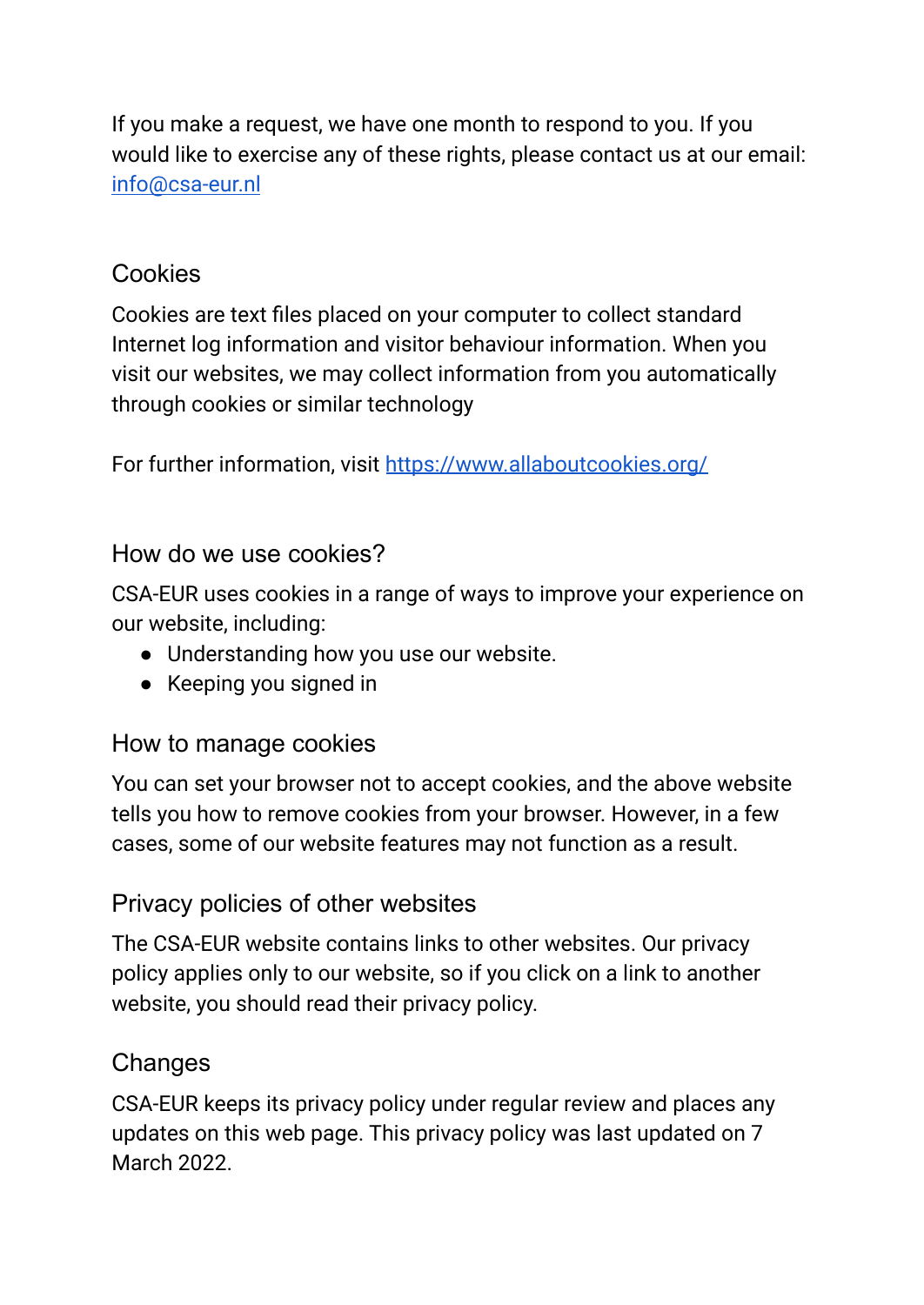If you make a request, we have one month to respond to you. If you would like to exercise any of these rights, please contact us at our email: info@csa-eur.nl

## Cookies

Cookies are text files placed on your computer to collect standard Internet log information and visitor behaviour information. When you visit our websites, we may collect information from you automatically through cookies or similar technology

For further information, visit https://www.allaboutcookies.org/

## How do we use cookies?

CSA-EUR uses cookies in a range of ways to improve your experience on our website, including:

- Understanding how you use our website.
- Keeping you signed in

## How to manage cookies

You can set your browser not to accept cookies, and the above website tells you how to remove cookies from your browser. However, in a few cases, some of our website features may not function as a result.

## Privacy policies of other websites

The CSA-EUR website contains links to other websites. Our privacy policy applies only to our website, so if you click on a link to another website, you should read their privacy policy.

## Changes

CSA-EUR keeps its privacy policy under regular review and places any updates on this web page. This privacy policy was last updated on 7 March 2022.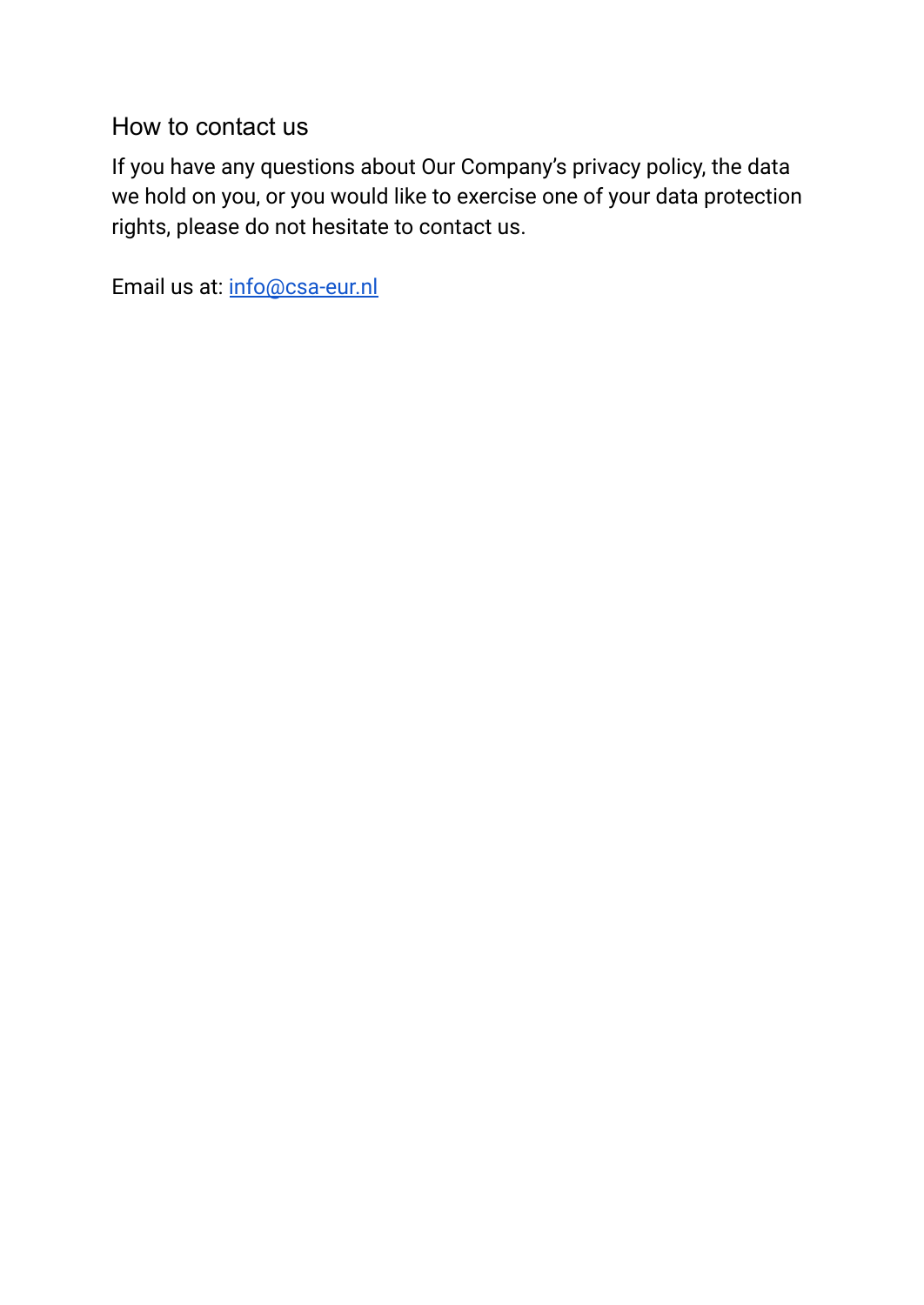## How to contact us

If you have any questions about Our Company's privacy policy, the data we hold on you, or you would like to exercise one of your data protection rights, please do not hesitate to contact us.

Email us at: [info@csa-eur.nl](mailto:info@csa-eur.nl)